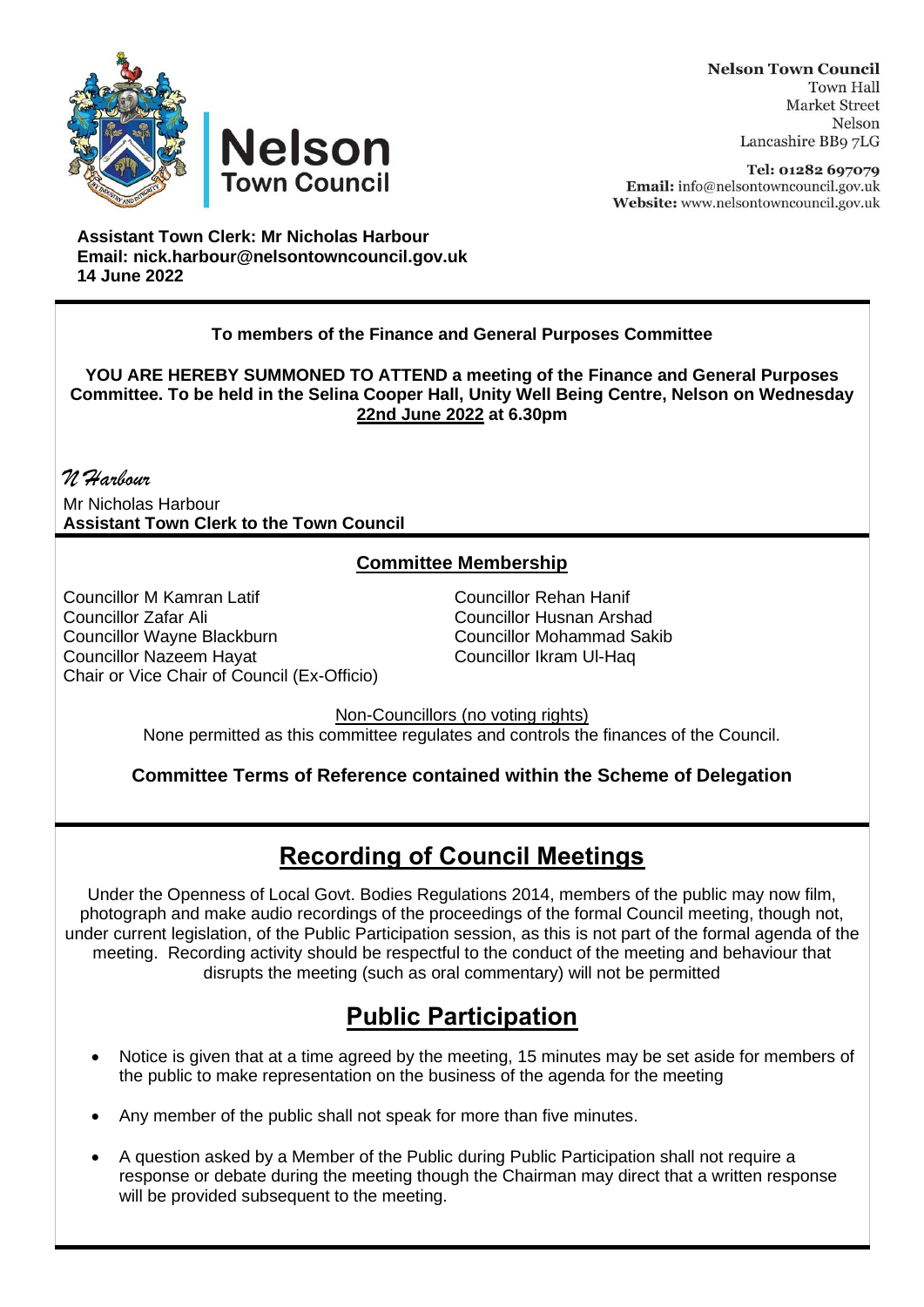**Nelson Town Council**
Town Hall
Market Street
Nelson
Lancashire BB9 7LG

**Tel:** 01282 697079
**Email:** info@nelsontowncouncil.gov.uk
**Website:** www.nelsontowncouncil.gov.uk

**Assistant Town Clerk: Mr Nicholas Harbour**
**Email: nick.harbour@nelsontowncouncil.gov.uk**
**14 June 2022**

**To members of the Finance and General Purposes Committee**

**YOU ARE HEREBY SUMMONED TO ATTEND a meeting of the Finance and General Purposes Committee. To be held in the Selina Cooper Hall, Unity Well Being Centre, Nelson on Wednesday 22nd June 2022 at 6.30pm**

*N Harbour*

Mr Nicholas Harbour
**Assistant Town Clerk to the Town Council**

## Committee Membership

Councillor M Kamran Latif
Councillor Zafar Ali
Councillor Wayne Blackburn
Councillor Nazeem Hayat
Chair or Vice Chair of Council (Ex-Officio)
Councillor Rehan Hanif
Councillor Husnan Arshad
Councillor Mohammad Sakib
Councillor Ikram Ul-Haq

Non-Councillors (no voting rights)
None permitted as this committee regulates and controls the finances of the Council.

**Committee Terms of Reference contained within the Scheme of Delegation**

# Recording of Council Meetings

Under the Openness of Local Govt. Bodies Regulations 2014, members of the public may now film, photograph and make audio recordings of the proceedings of the formal Council meeting, though not, under current legislation, of the Public Participation session, as this is not part of the formal agenda of the meeting. Recording activity should be respectful to the conduct of the meeting and behaviour that disrupts the meeting (such as oral commentary) will not be permitted

# Public Participation

- Notice is given that at a time agreed by the meeting, 15 minutes may be set aside for members of the public to make representation on the business of the agenda for the meeting
- Any member of the public shall not speak for more than five minutes.
- A question asked by a Member of the Public during Public Participation shall not require a response or debate during the meeting though the Chairman may direct that a written response will be provided subsequent to the meeting.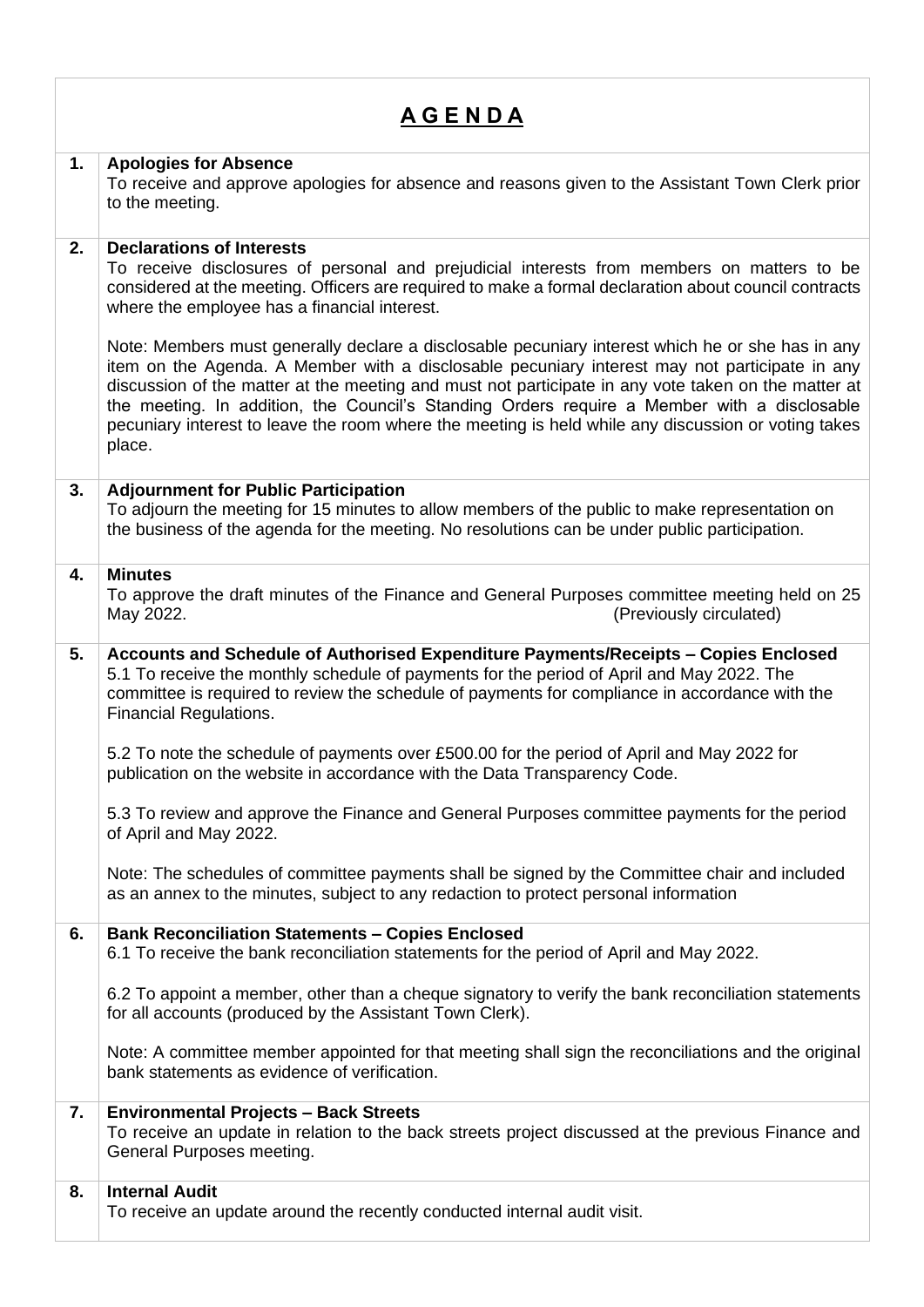# A G E N D A

| | |
|---|---|
| **1.** | **Apologies for Absence**<br>To receive and approve apologies for absence and reasons given to the Assistant Town Clerk prior to the meeting. |
| **2.** | **Declarations of Interests**<br>To receive disclosures of personal and prejudicial interests from members on matters to be considered at the meeting. Officers are required to make a formal declaration about council contracts where the employee has a financial interest.<br><br>Note: Members must generally declare a disclosable pecuniary interest which he or she has in any item on the Agenda. A Member with a disclosable pecuniary interest may not participate in any discussion of the matter at the meeting and must not participate in any vote taken on the matter at the meeting. In addition, the Council's Standing Orders require a Member with a disclosable pecuniary interest to leave the room where the meeting is held while any discussion or voting takes place. |
| **3.** | **Adjournment for Public Participation**<br>To adjourn the meeting for 15 minutes to allow members of the public to make representation on the business of the agenda for the meeting. No resolutions can be under public participation. |
| **4.** | **Minutes**<br>To approve the draft minutes of the Finance and General Purposes committee meeting held on 25 May 2022. (Previously circulated) |
| **5.** | **Accounts and Schedule of Authorised Expenditure Payments/Receipts – Copies Enclosed**<br>5.1 To receive the monthly schedule of payments for the period of April and May 2022. The committee is required to review the schedule of payments for compliance in accordance with the Financial Regulations.<br><br>5.2 To note the schedule of payments over £500.00 for the period of April and May 2022 for publication on the website in accordance with the Data Transparency Code.<br><br>5.3 To review and approve the Finance and General Purposes committee payments for the period of April and May 2022.<br><br>Note: The schedules of committee payments shall be signed by the Committee chair and included as an annex to the minutes, subject to any redaction to protect personal information |
| **6.** | **Bank Reconciliation Statements – Copies Enclosed**<br>6.1 To receive the bank reconciliation statements for the period of April and May 2022.<br><br>6.2 To appoint a member, other than a cheque signatory to verify the bank reconciliation statements for all accounts (produced by the Assistant Town Clerk).<br><br>Note: A committee member appointed for that meeting shall sign the reconciliations and the original bank statements as evidence of verification. |
| **7.** | **Environmental Projects – Back Streets**<br>To receive an update in relation to the back streets project discussed at the previous Finance and General Purposes meeting. |
| **8.** | **Internal Audit**<br>To receive an update around the recently conducted internal audit visit. |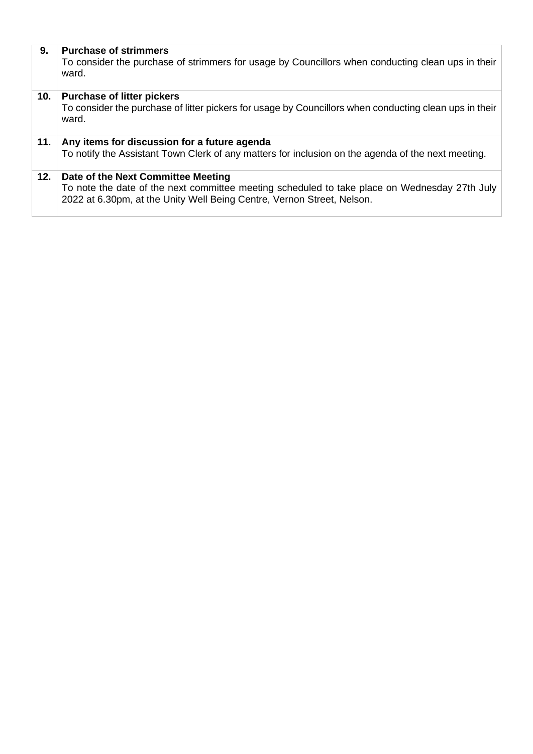| | |
|---|---|
| **9.** | **Purchase of strimmers**<br>To consider the purchase of strimmers for usage by Councillors when conducting clean ups in their ward. |
| **10.** | **Purchase of litter pickers**<br>To consider the purchase of litter pickers for usage by Councillors when conducting clean ups in their ward. |
| **11.** | **Any items for discussion for a future agenda**<br>To notify the Assistant Town Clerk of any matters for inclusion on the agenda of the next meeting. |
| **12.** | **Date of the Next Committee Meeting**<br>To note the date of the next committee meeting scheduled to take place on Wednesday 27th July 2022 at 6.30pm, at the Unity Well Being Centre, Vernon Street, Nelson. |